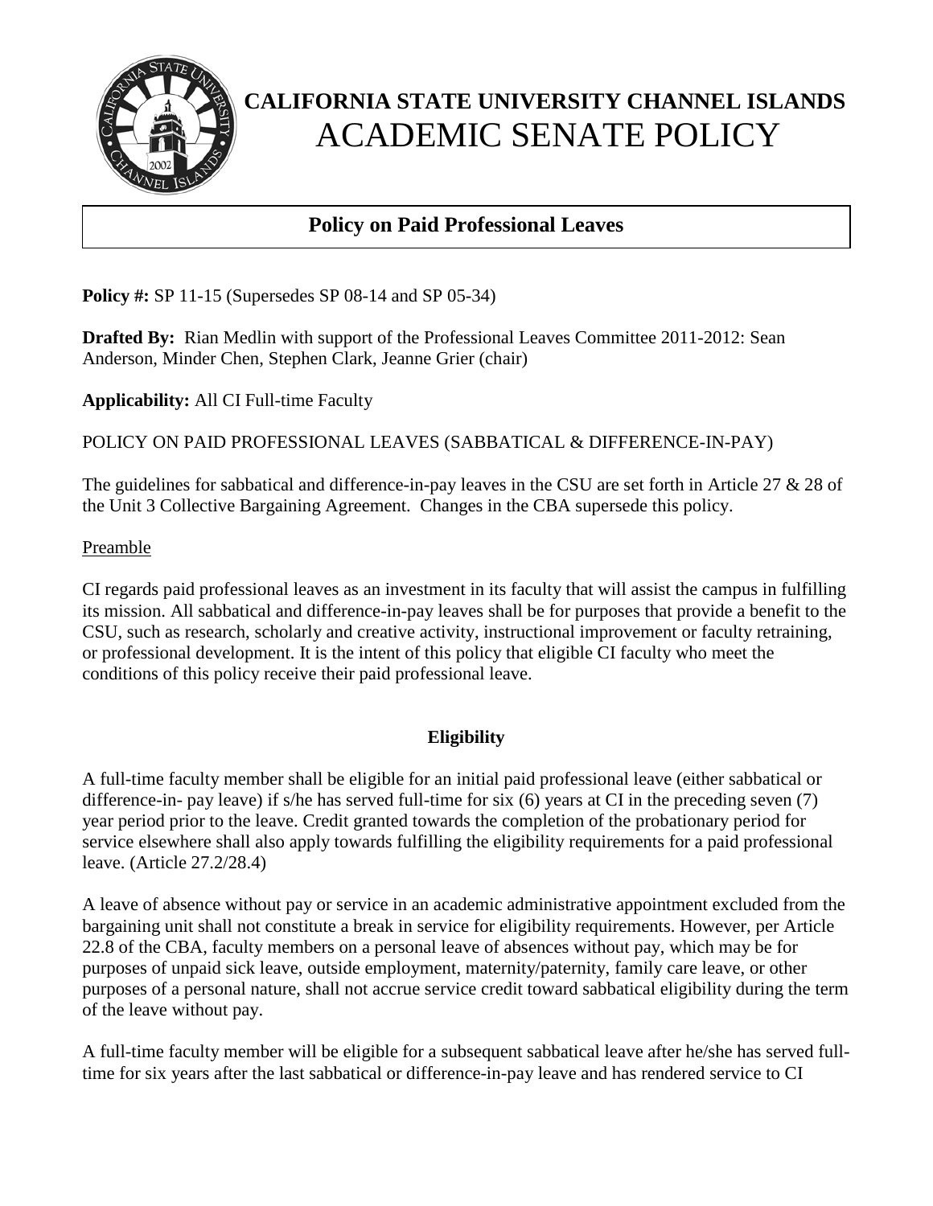# CALIFORNIA STATE UNIVERSITY CHANNEL ISLANDS
# ACADEMIC SENATE POLICY

## Policy on Paid Professional Leaves

**Policy #:** SP 11-15 (Supersedes SP 08-14 and SP 05-34)

**Drafted By:** Rian Medlin with support of the Professional Leaves Committee 2011-2012: Sean Anderson, Minder Chen, Stephen Clark, Jeanne Grier (chair)

**Applicability:** All CI Full-time Faculty

POLICY ON PAID PROFESSIONAL LEAVES (SABBATICAL & DIFFERENCE-IN-PAY)

The guidelines for sabbatical and difference-in-pay leaves in the CSU are set forth in Article 27 & 28 of the Unit 3 Collective Bargaining Agreement. Changes in the CBA supersede this policy.

Preamble

CI regards paid professional leaves as an investment in its faculty that will assist the campus in fulfilling its mission. All sabbatical and difference-in-pay leaves shall be for purposes that provide a benefit to the CSU, such as research, scholarly and creative activity, instructional improvement or faculty retraining, or professional development. It is the intent of this policy that eligible CI faculty who meet the conditions of this policy receive their paid professional leave.

### Eligibility

A full-time faculty member shall be eligible for an initial paid professional leave (either sabbatical or difference-in- pay leave) if s/he has served full-time for six (6) years at CI in the preceding seven (7) year period prior to the leave. Credit granted towards the completion of the probationary period for service elsewhere shall also apply towards fulfilling the eligibility requirements for a paid professional leave. (Article 27.2/28.4)

A leave of absence without pay or service in an academic administrative appointment excluded from the bargaining unit shall not constitute a break in service for eligibility requirements. However, per Article 22.8 of the CBA, faculty members on a personal leave of absences without pay, which may be for purposes of unpaid sick leave, outside employment, maternity/paternity, family care leave, or other purposes of a personal nature, shall not accrue service credit toward sabbatical eligibility during the term of the leave without pay.

A full-time faculty member will be eligible for a subsequent sabbatical leave after he/she has served full-time for six years after the last sabbatical or difference-in-pay leave and has rendered service to CI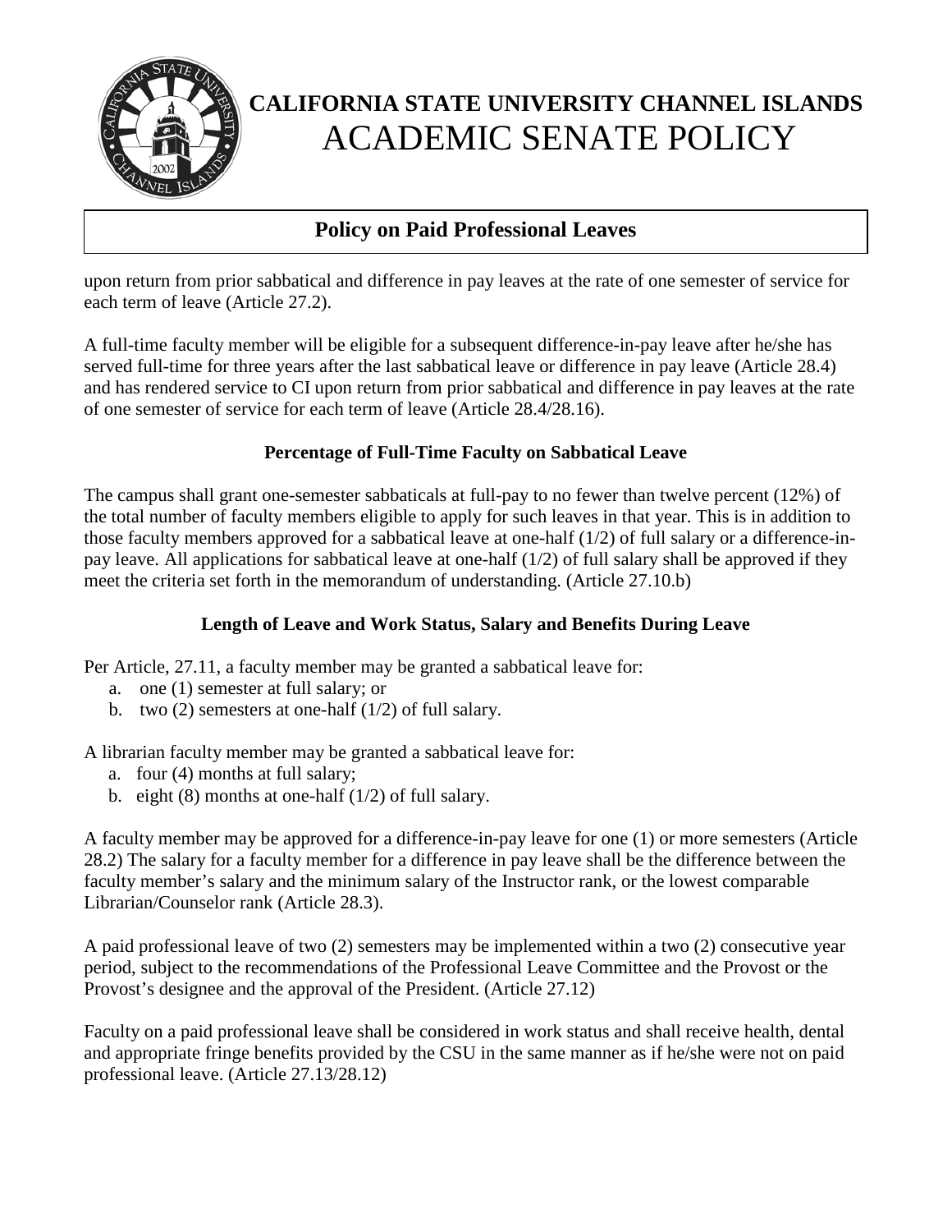upon return from prior sabbatical and difference in pay leaves at the rate of one semester of service for each term of leave (Article 27.2).

A full-time faculty member will be eligible for a subsequent difference-in-pay leave after he/she has served full-time for three years after the last sabbatical leave or difference in pay leave (Article 28.4) and has rendered service to CI upon return from prior sabbatical and difference in pay leaves at the rate of one semester of service for each term of leave (Article 28.4/28.16).

### Percentage of Full-Time Faculty on Sabbatical Leave

The campus shall grant one-semester sabbaticals at full-pay to no fewer than twelve percent (12%) of the total number of faculty members eligible to apply for such leaves in that year. This is in addition to those faculty members approved for a sabbatical leave at one-half (1/2) of full salary or a difference-in-pay leave. All applications for sabbatical leave at one-half (1/2) of full salary shall be approved if they meet the criteria set forth in the memorandum of understanding. (Article 27.10.b)

### Length of Leave and Work Status, Salary and Benefits During Leave

Per Article, 27.11, a faculty member may be granted a sabbatical leave for:

a. one (1) semester at full salary; or
b. two (2) semesters at one-half (1/2) of full salary.

A librarian faculty member may be granted a sabbatical leave for:

a. four (4) months at full salary;
b. eight (8) months at one-half (1/2) of full salary.

A faculty member may be approved for a difference-in-pay leave for one (1) or more semesters (Article 28.2) The salary for a faculty member for a difference in pay leave shall be the difference between the faculty member's salary and the minimum salary of the Instructor rank, or the lowest comparable Librarian/Counselor rank (Article 28.3).

A paid professional leave of two (2) semesters may be implemented within a two (2) consecutive year period, subject to the recommendations of the Professional Leave Committee and the Provost or the Provost's designee and the approval of the President. (Article 27.12)

Faculty on a paid professional leave shall be considered in work status and shall receive health, dental and appropriate fringe benefits provided by the CSU in the same manner as if he/she were not on paid professional leave. (Article 27.13/28.12)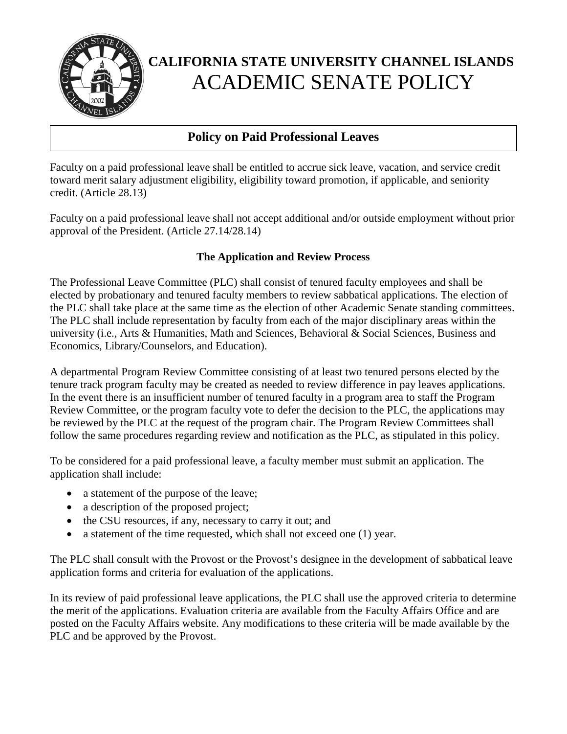# CALIFORNIA STATE UNIVERSITY CHANNEL ISLANDS
# ACADEMIC SENATE POLICY

## Policy on Paid Professional Leaves

Faculty on a paid professional leave shall be entitled to accrue sick leave, vacation, and service credit toward merit salary adjustment eligibility, eligibility toward promotion, if applicable, and seniority credit. (Article 28.13)

Faculty on a paid professional leave shall not accept additional and/or outside employment without prior approval of the President. (Article 27.14/28.14)

### The Application and Review Process

The Professional Leave Committee (PLC) shall consist of tenured faculty employees and shall be elected by probationary and tenured faculty members to review sabbatical applications. The election of the PLC shall take place at the same time as the election of other Academic Senate standing committees. The PLC shall include representation by faculty from each of the major disciplinary areas within the university (i.e., Arts & Humanities, Math and Sciences, Behavioral & Social Sciences, Business and Economics, Library/Counselors, and Education).

A departmental Program Review Committee consisting of at least two tenured persons elected by the tenure track program faculty may be created as needed to review difference in pay leaves applications. In the event there is an insufficient number of tenured faculty in a program area to staff the Program Review Committee, or the program faculty vote to defer the decision to the PLC, the applications may be reviewed by the PLC at the request of the program chair. The Program Review Committees shall follow the same procedures regarding review and notification as the PLC, as stipulated in this policy.

To be considered for a paid professional leave, a faculty member must submit an application. The application shall include:

- a statement of the purpose of the leave;
- a description of the proposed project;
- the CSU resources, if any, necessary to carry it out; and
- a statement of the time requested, which shall not exceed one (1) year.

The PLC shall consult with the Provost or the Provost's designee in the development of sabbatical leave application forms and criteria for evaluation of the applications.

In its review of paid professional leave applications, the PLC shall use the approved criteria to determine the merit of the applications. Evaluation criteria are available from the Faculty Affairs Office and are posted on the Faculty Affairs website. Any modifications to these criteria will be made available by the PLC and be approved by the Provost.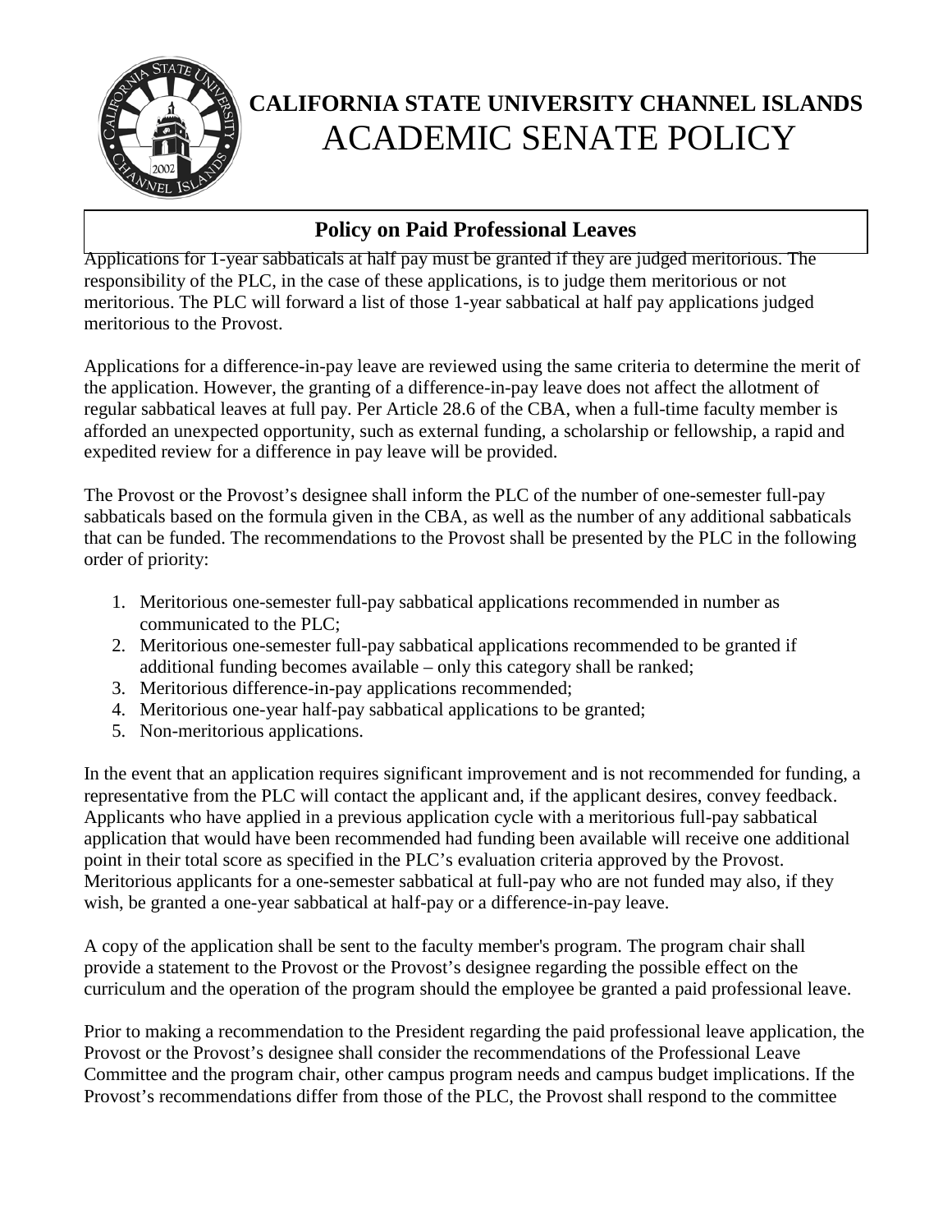Applications for 1-year sabbaticals at half pay must be granted if they are judged meritorious. The responsibility of the PLC, in the case of these applications, is to judge them meritorious or not meritorious. The PLC will forward a list of those 1-year sabbatical at half pay applications judged meritorious to the Provost.

Applications for a difference-in-pay leave are reviewed using the same criteria to determine the merit of the application. However, the granting of a difference-in-pay leave does not affect the allotment of regular sabbatical leaves at full pay. Per Article 28.6 of the CBA, when a full-time faculty member is afforded an unexpected opportunity, such as external funding, a scholarship or fellowship, a rapid and expedited review for a difference in pay leave will be provided.

The Provost or the Provost's designee shall inform the PLC of the number of one-semester full-pay sabbaticals based on the formula given in the CBA, as well as the number of any additional sabbaticals that can be funded. The recommendations to the Provost shall be presented by the PLC in the following order of priority:

1. Meritorious one-semester full-pay sabbatical applications recommended in number as communicated to the PLC;
2. Meritorious one-semester full-pay sabbatical applications recommended to be granted if additional funding becomes available – only this category shall be ranked;
3. Meritorious difference-in-pay applications recommended;
4. Meritorious one-year half-pay sabbatical applications to be granted;
5. Non-meritorious applications.

In the event that an application requires significant improvement and is not recommended for funding, a representative from the PLC will contact the applicant and, if the applicant desires, convey feedback. Applicants who have applied in a previous application cycle with a meritorious full-pay sabbatical application that would have been recommended had funding been available will receive one additional point in their total score as specified in the PLC's evaluation criteria approved by the Provost. Meritorious applicants for a one-semester sabbatical at full-pay who are not funded may also, if they wish, be granted a one-year sabbatical at half-pay or a difference-in-pay leave.

A copy of the application shall be sent to the faculty member's program. The program chair shall provide a statement to the Provost or the Provost's designee regarding the possible effect on the curriculum and the operation of the program should the employee be granted a paid professional leave.

Prior to making a recommendation to the President regarding the paid professional leave application, the Provost or the Provost's designee shall consider the recommendations of the Professional Leave Committee and the program chair, other campus program needs and campus budget implications. If the Provost's recommendations differ from those of the PLC, the Provost shall respond to the committee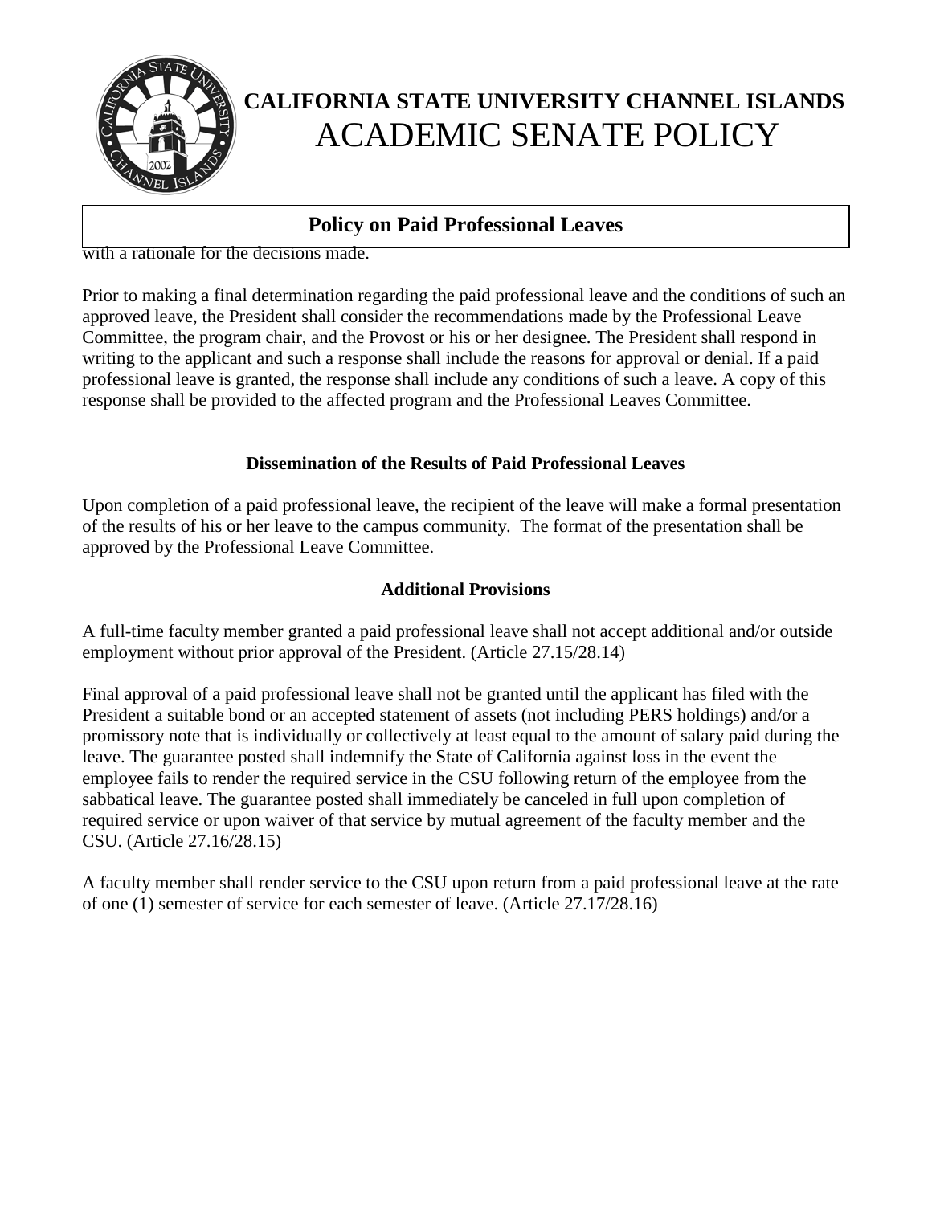with a rationale for the decisions made.

Prior to making a final determination regarding the paid professional leave and the conditions of such an approved leave, the President shall consider the recommendations made by the Professional Leave Committee, the program chair, and the Provost or his or her designee. The President shall respond in writing to the applicant and such a response shall include the reasons for approval or denial. If a paid professional leave is granted, the response shall include any conditions of such a leave. A copy of this response shall be provided to the affected program and the Professional Leaves Committee.

### Dissemination of the Results of Paid Professional Leaves

Upon completion of a paid professional leave, the recipient of the leave will make a formal presentation of the results of his or her leave to the campus community. The format of the presentation shall be approved by the Professional Leave Committee.

### Additional Provisions

A full-time faculty member granted a paid professional leave shall not accept additional and/or outside employment without prior approval of the President. (Article 27.15/28.14)

Final approval of a paid professional leave shall not be granted until the applicant has filed with the President a suitable bond or an accepted statement of assets (not including PERS holdings) and/or a promissory note that is individually or collectively at least equal to the amount of salary paid during the leave. The guarantee posted shall indemnify the State of California against loss in the event the employee fails to render the required service in the CSU following return of the employee from the sabbatical leave. The guarantee posted shall immediately be canceled in full upon completion of required service or upon waiver of that service by mutual agreement of the faculty member and the CSU. (Article 27.16/28.15)

A faculty member shall render service to the CSU upon return from a paid professional leave at the rate of one (1) semester of service for each semester of leave. (Article 27.17/28.16)